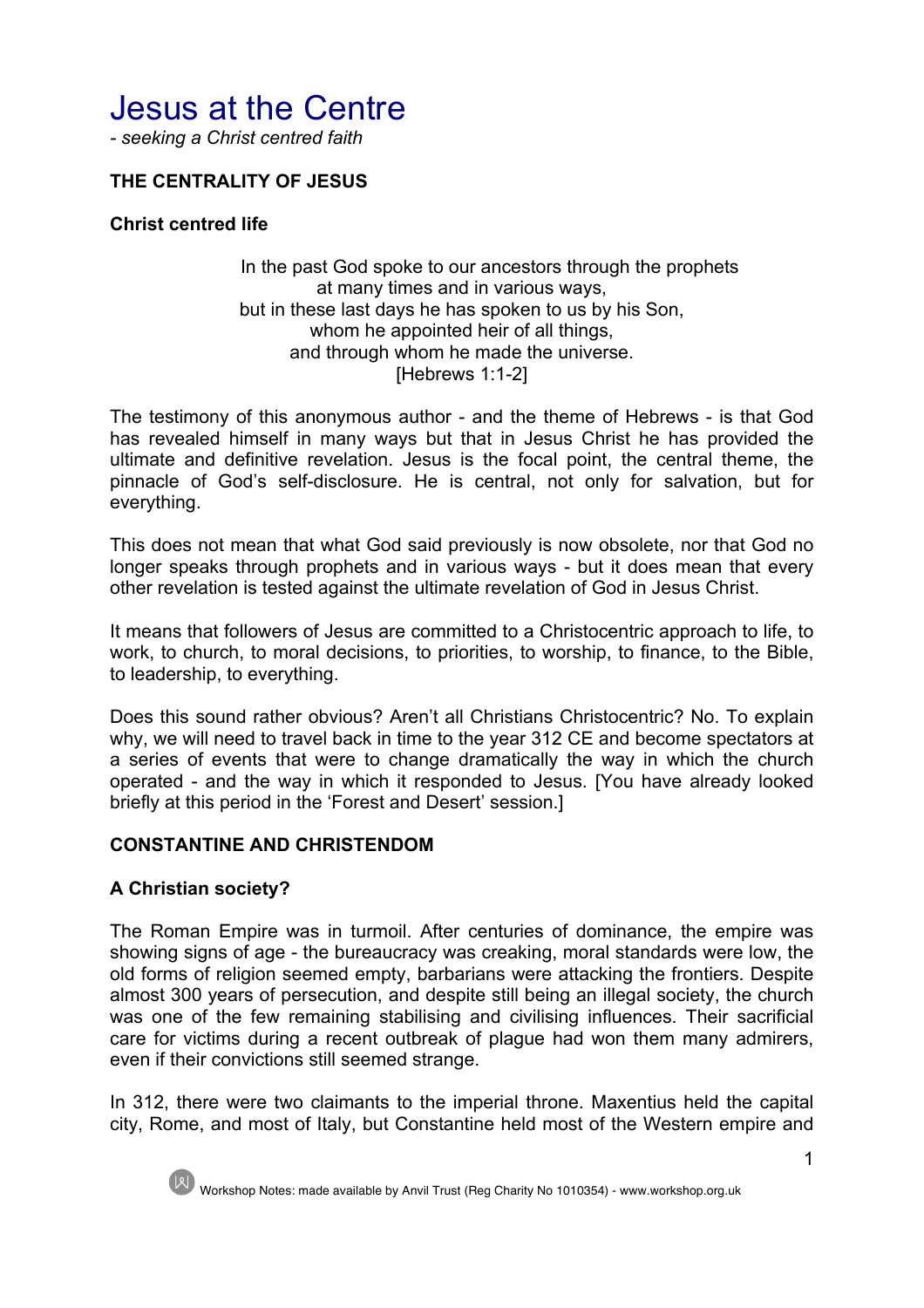# Jesus at the Centre

*- seeking a Christ centred faith*

## THE CENTRALITY OF JESUS

### Christ centred life

> In the past God spoke to our ancestors through the prophets
> at many times and in various ways,
> but in these last days he has spoken to us by his Son,
> whom he appointed heir of all things,
> and through whom he made the universe.
> [Hebrews 1:1-2]

The testimony of this anonymous author - and the theme of Hebrews - is that God has revealed himself in many ways but that in Jesus Christ he has provided the ultimate and definitive revelation. Jesus is the focal point, the central theme, the pinnacle of God's self-disclosure. He is central, not only for salvation, but for everything.

This does not mean that what God said previously is now obsolete, nor that God no longer speaks through prophets and in various ways - but it does mean that every other revelation is tested against the ultimate revelation of God in Jesus Christ.

It means that followers of Jesus are committed to a Christocentric approach to life, to work, to church, to moral decisions, to priorities, to worship, to finance, to the Bible, to leadership, to everything.

Does this sound rather obvious? Aren't all Christians Christocentric? No. To explain why, we will need to travel back in time to the year 312 CE and become spectators at a series of events that were to change dramatically the way in which the church operated - and the way in which it responded to Jesus. [You have already looked briefly at this period in the 'Forest and Desert' session.]

## CONSTANTINE AND CHRISTENDOM

### A Christian society?

The Roman Empire was in turmoil. After centuries of dominance, the empire was showing signs of age - the bureaucracy was creaking, moral standards were low, the old forms of religion seemed empty, barbarians were attacking the frontiers. Despite almost 300 years of persecution, and despite still being an illegal society, the church was one of the few remaining stabilising and civilising influences. Their sacrificial care for victims during a recent outbreak of plague had won them many admirers, even if their convictions still seemed strange.

In 312, there were two claimants to the imperial throne. Maxentius held the capital city, Rome, and most of Italy, but Constantine held most of the Western empire and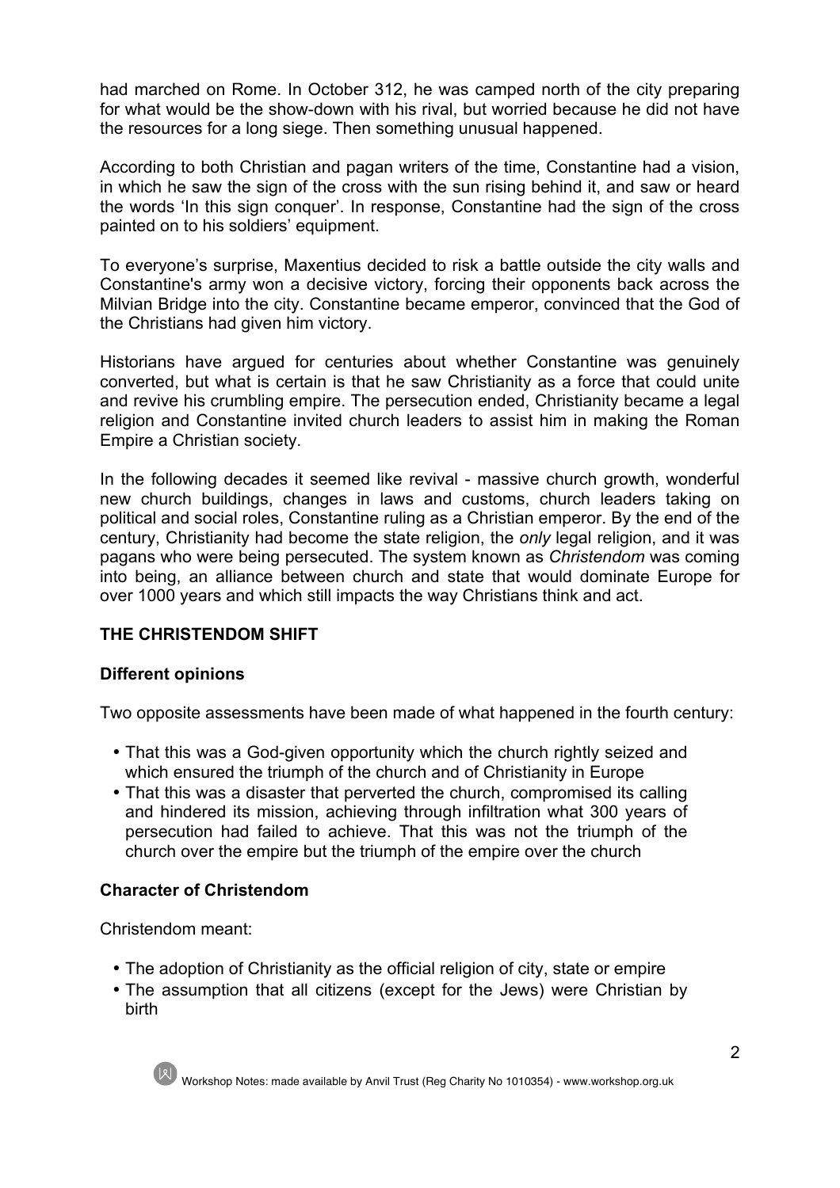had marched on Rome. In October 312, he was camped north of the city preparing for what would be the show-down with his rival, but worried because he did not have the resources for a long siege. Then something unusual happened.

According to both Christian and pagan writers of the time, Constantine had a vision, in which he saw the sign of the cross with the sun rising behind it, and saw or heard the words 'In this sign conquer'. In response, Constantine had the sign of the cross painted on to his soldiers' equipment.

To everyone's surprise, Maxentius decided to risk a battle outside the city walls and Constantine's army won a decisive victory, forcing their opponents back across the Milvian Bridge into the city. Constantine became emperor, convinced that the God of the Christians had given him victory.

Historians have argued for centuries about whether Constantine was genuinely converted, but what is certain is that he saw Christianity as a force that could unite and revive his crumbling empire. The persecution ended, Christianity became a legal religion and Constantine invited church leaders to assist him in making the Roman Empire a Christian society.

In the following decades it seemed like revival - massive church growth, wonderful new church buildings, changes in laws and customs, church leaders taking on political and social roles, Constantine ruling as a Christian emperor. By the end of the century, Christianity had become the state religion, the *only* legal religion, and it was pagans who were being persecuted. The system known as *Christendom* was coming into being, an alliance between church and state that would dominate Europe for over 1000 years and which still impacts the way Christians think and act.

## THE CHRISTENDOM SHIFT

### Different opinions

Two opposite assessments have been made of what happened in the fourth century:

- That this was a God-given opportunity which the church rightly seized and which ensured the triumph of the church and of Christianity in Europe
- That this was a disaster that perverted the church, compromised its calling and hindered its mission, achieving through infiltration what 300 years of persecution had failed to achieve. That this was not the triumph of the church over the empire but the triumph of the empire over the church

### Character of Christendom

Christendom meant:

- The adoption of Christianity as the official religion of city, state or empire
- The assumption that all citizens (except for the Jews) were Christian by birth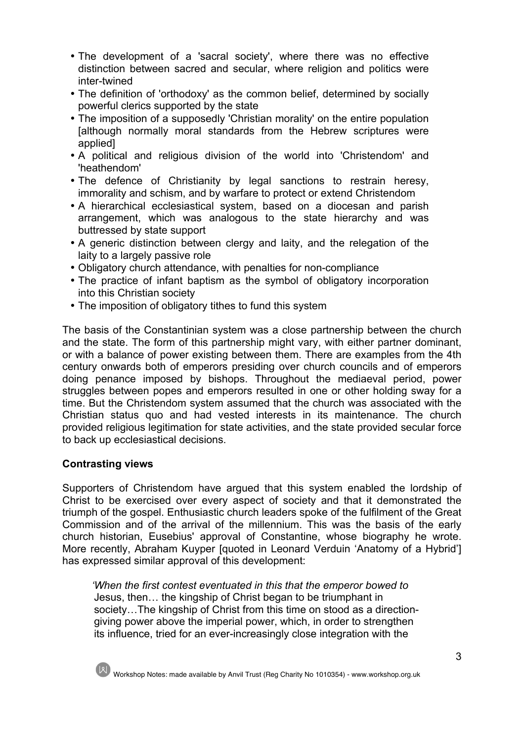- The development of a 'sacral society', where there was no effective distinction between sacred and secular, where religion and politics were inter-twined
- The definition of 'orthodoxy' as the common belief, determined by socially powerful clerics supported by the state
- The imposition of a supposedly 'Christian morality' on the entire population [although normally moral standards from the Hebrew scriptures were applied]
- A political and religious division of the world into 'Christendom' and 'heathendom'
- The defence of Christianity by legal sanctions to restrain heresy, immorality and schism, and by warfare to protect or extend Christendom
- A hierarchical ecclesiastical system, based on a diocesan and parish arrangement, which was analogous to the state hierarchy and was buttressed by state support
- A generic distinction between clergy and laity, and the relegation of the laity to a largely passive role
- Obligatory church attendance, with penalties for non-compliance
- The practice of infant baptism as the symbol of obligatory incorporation into this Christian society
- The imposition of obligatory tithes to fund this system

The basis of the Constantinian system was a close partnership between the church and the state. The form of this partnership might vary, with either partner dominant, or with a balance of power existing between them. There are examples from the 4th century onwards both of emperors presiding over church councils and of emperors doing penance imposed by bishops. Throughout the mediaeval period, power struggles between popes and emperors resulted in one or other holding sway for a time. But the Christendom system assumed that the church was associated with the Christian status quo and had vested interests in its maintenance. The church provided religious legitimation for state activities, and the state provided secular force to back up ecclesiastical decisions.

**Contrasting views**

Supporters of Christendom have argued that this system enabled the lordship of Christ to be exercised over every aspect of society and that it demonstrated the triumph of the gospel. Enthusiastic church leaders spoke of the fulfilment of the Great Commission and of the arrival of the millennium. This was the basis of the early church historian, Eusebius' approval of Constantine, whose biography he wrote. More recently, Abraham Kuyper [quoted in Leonard Verduin 'Anatomy of a Hybrid'] has expressed similar approval of this development:

> *'When the first contest eventuated in this that the emperor bowed to* Jesus, then… the kingship of Christ began to be triumphant in society…The kingship of Christ from this time on stood as a direction-giving power above the imperial power, which, in order to strengthen its influence, tried for an ever-increasingly close integration with the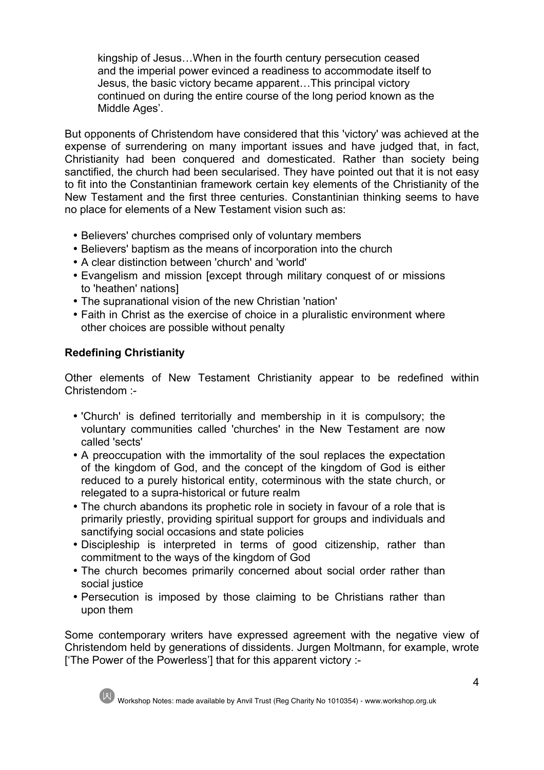> kingship of Jesus…When in the fourth century persecution ceased and the imperial power evinced a readiness to accommodate itself to Jesus, the basic victory became apparent…This principal victory continued on during the entire course of the long period known as the Middle Ages'.

But opponents of Christendom have considered that this 'victory' was achieved at the expense of surrendering on many important issues and have judged that, in fact, Christianity had been conquered and domesticated. Rather than society being sanctified, the church had been secularised. They have pointed out that it is not easy to fit into the Constantinian framework certain key elements of the Christianity of the New Testament and the first three centuries. Constantinian thinking seems to have no place for elements of a New Testament vision such as:

- Believers' churches comprised only of voluntary members
- Believers' baptism as the means of incorporation into the church
- A clear distinction between 'church' and 'world'
- Evangelism and mission [except through military conquest of or missions to 'heathen' nations]
- The supranational vision of the new Christian 'nation'
- Faith in Christ as the exercise of choice in a pluralistic environment where other choices are possible without penalty

**Redefining Christianity**

Other elements of New Testament Christianity appear to be redefined within Christendom :-

- 'Church' is defined territorially and membership in it is compulsory; the voluntary communities called 'churches' in the New Testament are now called 'sects'
- A preoccupation with the immortality of the soul replaces the expectation of the kingdom of God, and the concept of the kingdom of God is either reduced to a purely historical entity, coterminous with the state church, or relegated to a supra-historical or future realm
- The church abandons its prophetic role in society in favour of a role that is primarily priestly, providing spiritual support for groups and individuals and sanctifying social occasions and state policies
- Discipleship is interpreted in terms of good citizenship, rather than commitment to the ways of the kingdom of God
- The church becomes primarily concerned about social order rather than social justice
- Persecution is imposed by those claiming to be Christians rather than upon them

Some contemporary writers have expressed agreement with the negative view of Christendom held by generations of dissidents. Jurgen Moltmann, for example, wrote ['The Power of the Powerless'] that for this apparent victory :-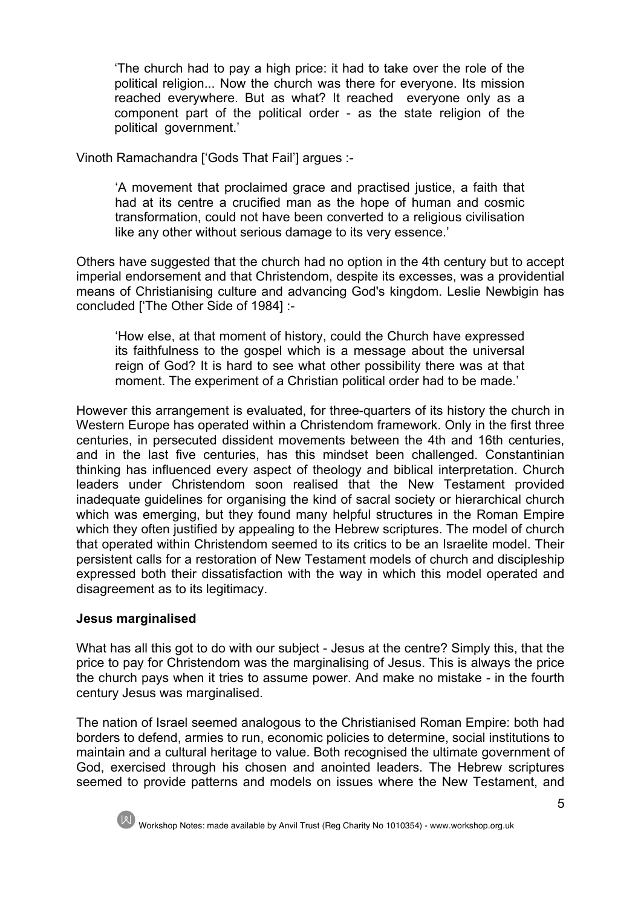> 'The church had to pay a high price: it had to take over the role of the political religion... Now the church was there for everyone. Its mission reached everywhere. But as what? It reached everyone only as a component part of the political order - as the state religion of the political government.'

Vinoth Ramachandra ['Gods That Fail'] argues :-

> 'A movement that proclaimed grace and practised justice, a faith that had at its centre a crucified man as the hope of human and cosmic transformation, could not have been converted to a religious civilisation like any other without serious damage to its very essence.'

Others have suggested that the church had no option in the 4th century but to accept imperial endorsement and that Christendom, despite its excesses, was a providential means of Christianising culture and advancing God's kingdom. Leslie Newbigin has concluded ['The Other Side of 1984] :-

> 'How else, at that moment of history, could the Church have expressed its faithfulness to the gospel which is a message about the universal reign of God? It is hard to see what other possibility there was at that moment. The experiment of a Christian political order had to be made.'

However this arrangement is evaluated, for three-quarters of its history the church in Western Europe has operated within a Christendom framework. Only in the first three centuries, in persecuted dissident movements between the 4th and 16th centuries, and in the last five centuries, has this mindset been challenged. Constantinian thinking has influenced every aspect of theology and biblical interpretation. Church leaders under Christendom soon realised that the New Testament provided inadequate guidelines for organising the kind of sacral society or hierarchical church which was emerging, but they found many helpful structures in the Roman Empire which they often justified by appealing to the Hebrew scriptures. The model of church that operated within Christendom seemed to its critics to be an Israelite model. Their persistent calls for a restoration of New Testament models of church and discipleship expressed both their dissatisfaction with the way in which this model operated and disagreement as to its legitimacy.

**Jesus marginalised**

What has all this got to do with our subject - Jesus at the centre? Simply this, that the price to pay for Christendom was the marginalising of Jesus. This is always the price the church pays when it tries to assume power. And make no mistake - in the fourth century Jesus was marginalised.

The nation of Israel seemed analogous to the Christianised Roman Empire: both had borders to defend, armies to run, economic policies to determine, social institutions to maintain and a cultural heritage to value. Both recognised the ultimate government of God, exercised through his chosen and anointed leaders. The Hebrew scriptures seemed to provide patterns and models on issues where the New Testament, and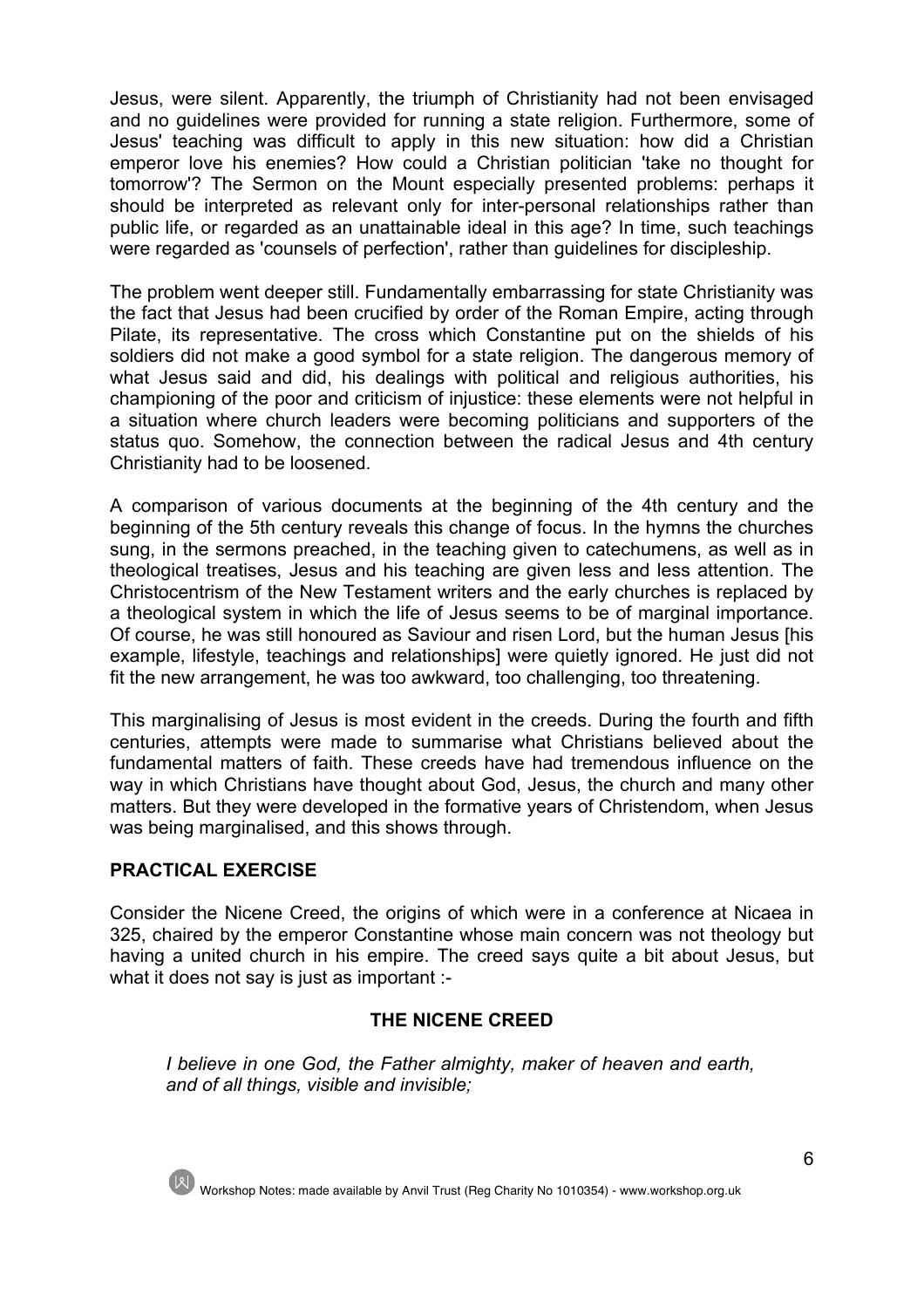Jesus, were silent. Apparently, the triumph of Christianity had not been envisaged and no guidelines were provided for running a state religion. Furthermore, some of Jesus' teaching was difficult to apply in this new situation: how did a Christian emperor love his enemies? How could a Christian politician 'take no thought for tomorrow'? The Sermon on the Mount especially presented problems: perhaps it should be interpreted as relevant only for inter-personal relationships rather than public life, or regarded as an unattainable ideal in this age? In time, such teachings were regarded as 'counsels of perfection', rather than guidelines for discipleship.

The problem went deeper still. Fundamentally embarrassing for state Christianity was the fact that Jesus had been crucified by order of the Roman Empire, acting through Pilate, its representative. The cross which Constantine put on the shields of his soldiers did not make a good symbol for a state religion. The dangerous memory of what Jesus said and did, his dealings with political and religious authorities, his championing of the poor and criticism of injustice: these elements were not helpful in a situation where church leaders were becoming politicians and supporters of the status quo. Somehow, the connection between the radical Jesus and 4th century Christianity had to be loosened.

A comparison of various documents at the beginning of the 4th century and the beginning of the 5th century reveals this change of focus. In the hymns the churches sung, in the sermons preached, in the teaching given to catechumens, as well as in theological treatises, Jesus and his teaching are given less and less attention. The Christocentrism of the New Testament writers and the early churches is replaced by a theological system in which the life of Jesus seems to be of marginal importance. Of course, he was still honoured as Saviour and risen Lord, but the human Jesus [his example, lifestyle, teachings and relationships] were quietly ignored. He just did not fit the new arrangement, he was too awkward, too challenging, too threatening.

This marginalising of Jesus is most evident in the creeds. During the fourth and fifth centuries, attempts were made to summarise what Christians believed about the fundamental matters of faith. These creeds have had tremendous influence on the way in which Christians have thought about God, Jesus, the church and many other matters. But they were developed in the formative years of Christendom, when Jesus was being marginalised, and this shows through.

**PRACTICAL EXERCISE**

Consider the Nicene Creed, the origins of which were in a conference at Nicaea in 325, chaired by the emperor Constantine whose main concern was not theology but having a united church in his empire. The creed says quite a bit about Jesus, but what it does not say is just as important :-

**THE NICENE CREED**

> *I believe in one God, the Father almighty, maker of heaven and earth,*
> *and of all things, visible and invisible;*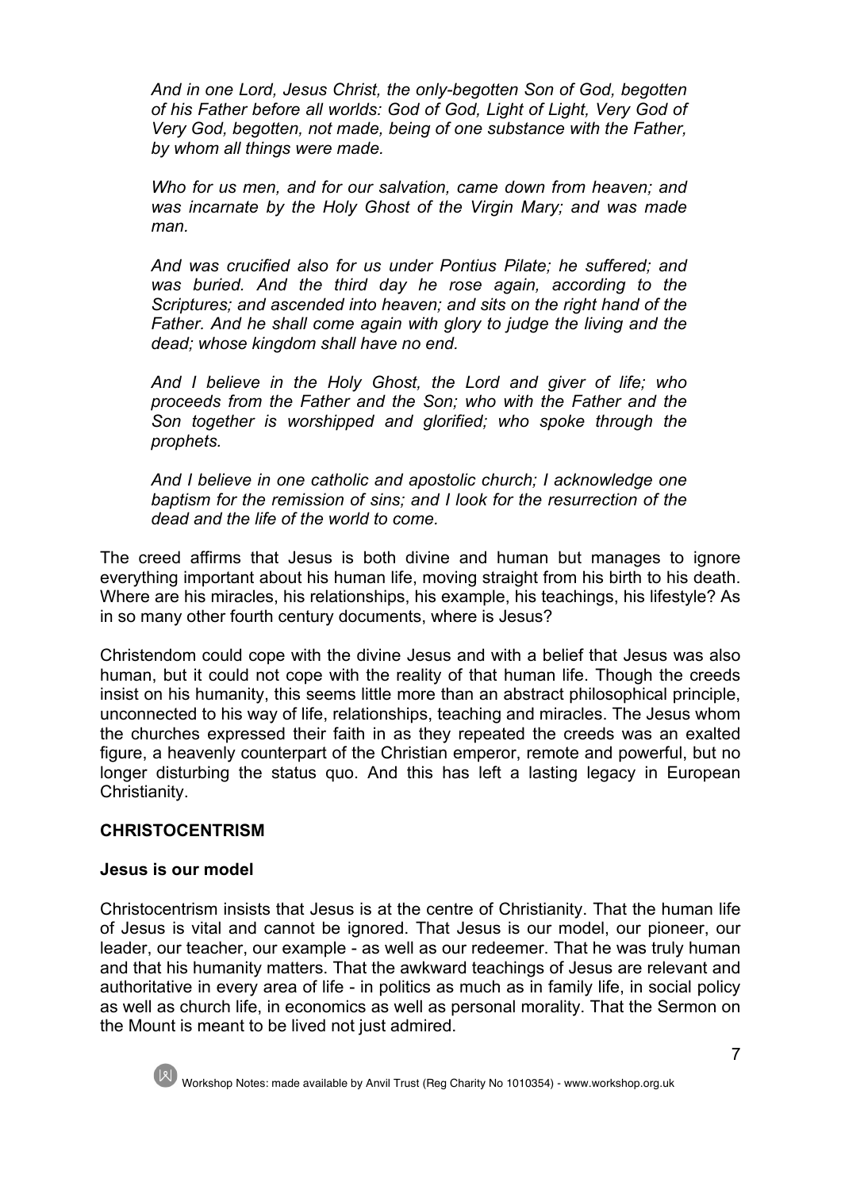*And in one Lord, Jesus Christ, the only-begotten Son of God, begotten of his Father before all worlds: God of God, Light of Light, Very God of Very God, begotten, not made, being of one substance with the Father, by whom all things were made.*

*Who for us men, and for our salvation, came down from heaven; and was incarnate by the Holy Ghost of the Virgin Mary; and was made man.*

*And was crucified also for us under Pontius Pilate; he suffered; and was buried. And the third day he rose again, according to the Scriptures; and ascended into heaven; and sits on the right hand of the Father. And he shall come again with glory to judge the living and the dead; whose kingdom shall have no end.*

*And I believe in the Holy Ghost, the Lord and giver of life; who proceeds from the Father and the Son; who with the Father and the Son together is worshipped and glorified; who spoke through the prophets.*

*And I believe in one catholic and apostolic church; I acknowledge one baptism for the remission of sins; and I look for the resurrection of the dead and the life of the world to come.*

The creed affirms that Jesus is both divine and human but manages to ignore everything important about his human life, moving straight from his birth to his death. Where are his miracles, his relationships, his example, his teachings, his lifestyle? As in so many other fourth century documents, where is Jesus?

Christendom could cope with the divine Jesus and with a belief that Jesus was also human, but it could not cope with the reality of that human life. Though the creeds insist on his humanity, this seems little more than an abstract philosophical principle, unconnected to his way of life, relationships, teaching and miracles. The Jesus whom the churches expressed their faith in as they repeated the creeds was an exalted figure, a heavenly counterpart of the Christian emperor, remote and powerful, but no longer disturbing the status quo. And this has left a lasting legacy in European Christianity.

## CHRISTOCENTRISM

### Jesus is our model

Christocentrism insists that Jesus is at the centre of Christianity. That the human life of Jesus is vital and cannot be ignored. That Jesus is our model, our pioneer, our leader, our teacher, our example - as well as our redeemer. That he was truly human and that his humanity matters. That the awkward teachings of Jesus are relevant and authoritative in every area of life - in politics as much as in family life, in social policy as well as church life, in economics as well as personal morality. That the Sermon on the Mount is meant to be lived not just admired.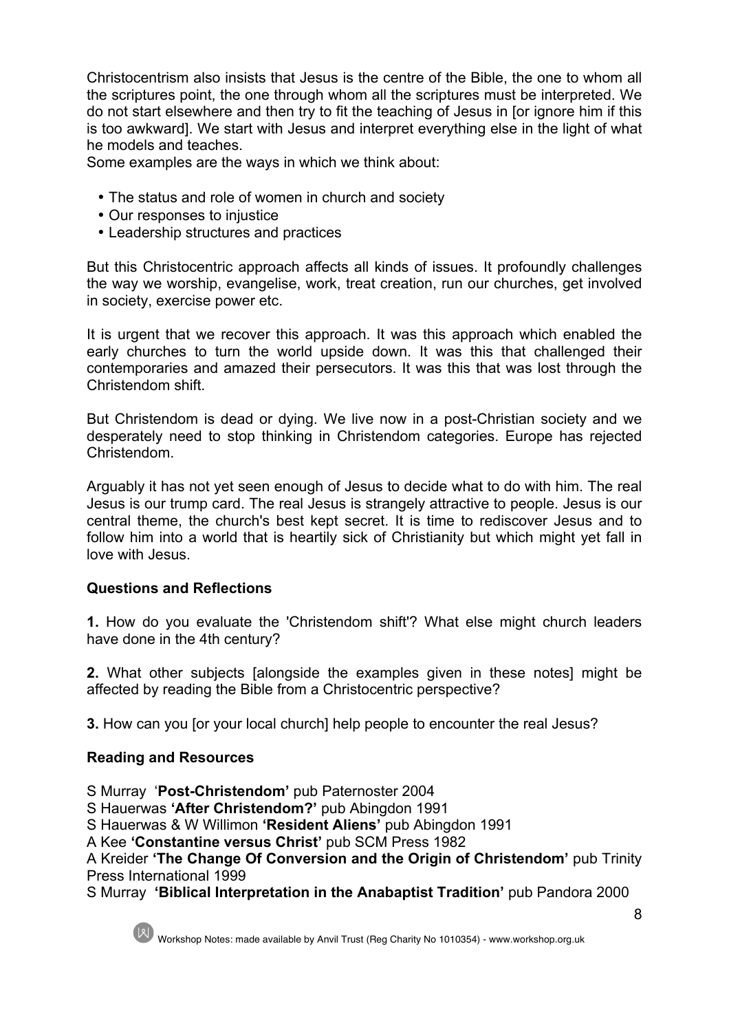Christocentrism also insists that Jesus is the centre of the Bible, the one to whom all the scriptures point, the one through whom all the scriptures must be interpreted. We do not start elsewhere and then try to fit the teaching of Jesus in [or ignore him if this is too awkward]. We start with Jesus and interpret everything else in the light of what he models and teaches.

Some examples are the ways in which we think about:

- The status and role of women in church and society
- Our responses to injustice
- Leadership structures and practices

But this Christocentric approach affects all kinds of issues. It profoundly challenges the way we worship, evangelise, work, treat creation, run our churches, get involved in society, exercise power etc.

It is urgent that we recover this approach. It was this approach which enabled the early churches to turn the world upside down. It was this that challenged their contemporaries and amazed their persecutors. It was this that was lost through the Christendom shift.

But Christendom is dead or dying. We live now in a post-Christian society and we desperately need to stop thinking in Christendom categories. Europe has rejected Christendom.

Arguably it has not yet seen enough of Jesus to decide what to do with him. The real Jesus is our trump card. The real Jesus is strangely attractive to people. Jesus is our central theme, the church's best kept secret. It is time to rediscover Jesus and to follow him into a world that is heartily sick of Christianity but which might yet fall in love with Jesus.

### Questions and Reflections

**1.** How do you evaluate the 'Christendom shift'? What else might church leaders have done in the 4th century?

**2.** What other subjects [alongside the examples given in these notes] might be affected by reading the Bible from a Christocentric perspective?

**3.** How can you [or your local church] help people to encounter the real Jesus?

### Reading and Resources

S Murray '**Post-Christendom'** pub Paternoster 2004

S Hauerwas **'After Christendom?'** pub Abingdon 1991

S Hauerwas & W Willimon **'Resident Aliens'** pub Abingdon 1991

A Kee **'Constantine versus Christ'** pub SCM Press 1982

A Kreider **'The Change Of Conversion and the Origin of Christendom'** pub Trinity Press International 1999

S Murray **'Biblical Interpretation in the Anabaptist Tradition'** pub Pandora 2000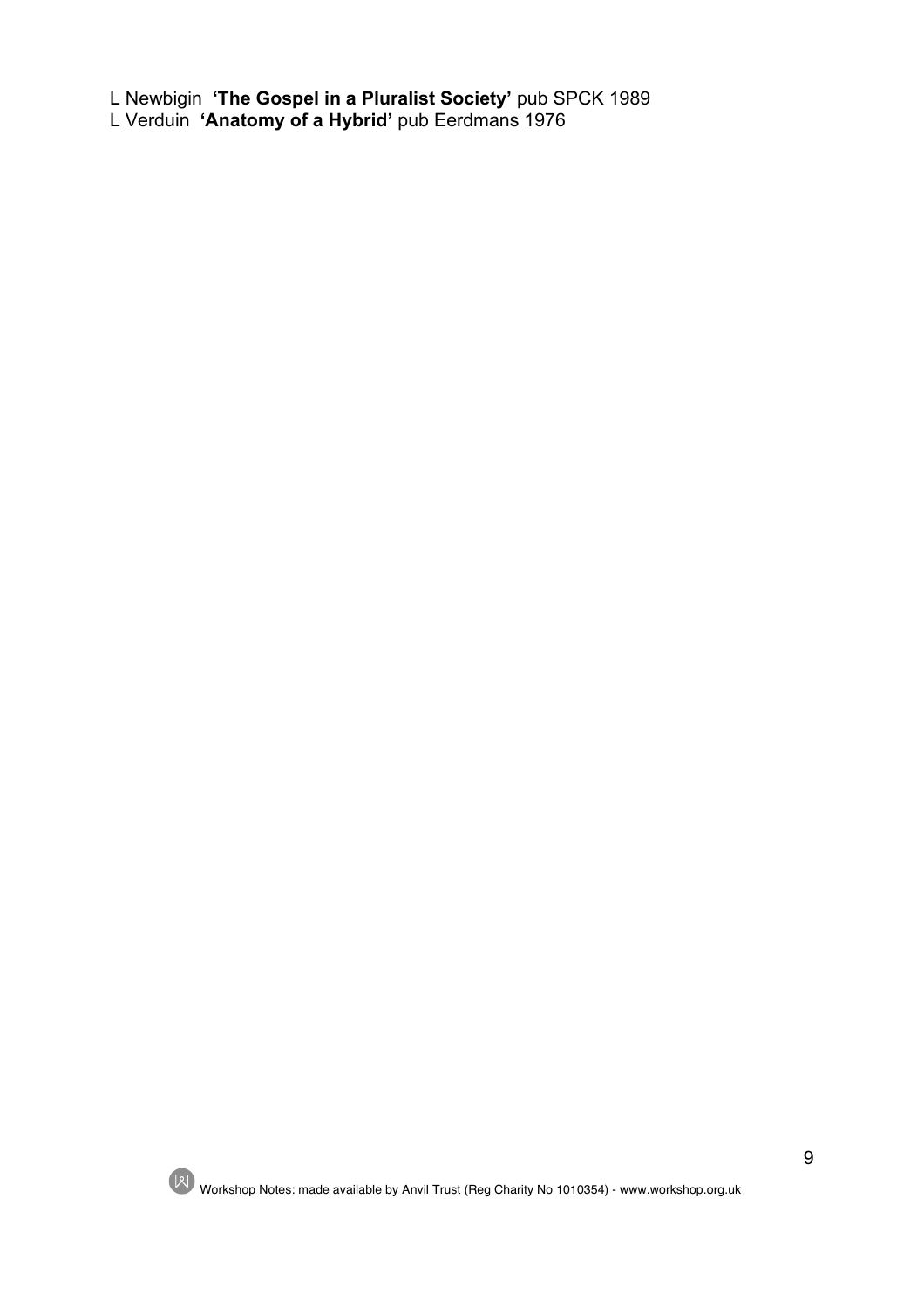L Newbigin **'The Gospel in a Pluralist Society'** pub SPCK 1989
L Verduin **'Anatomy of a Hybrid'** pub Eerdmans 1976